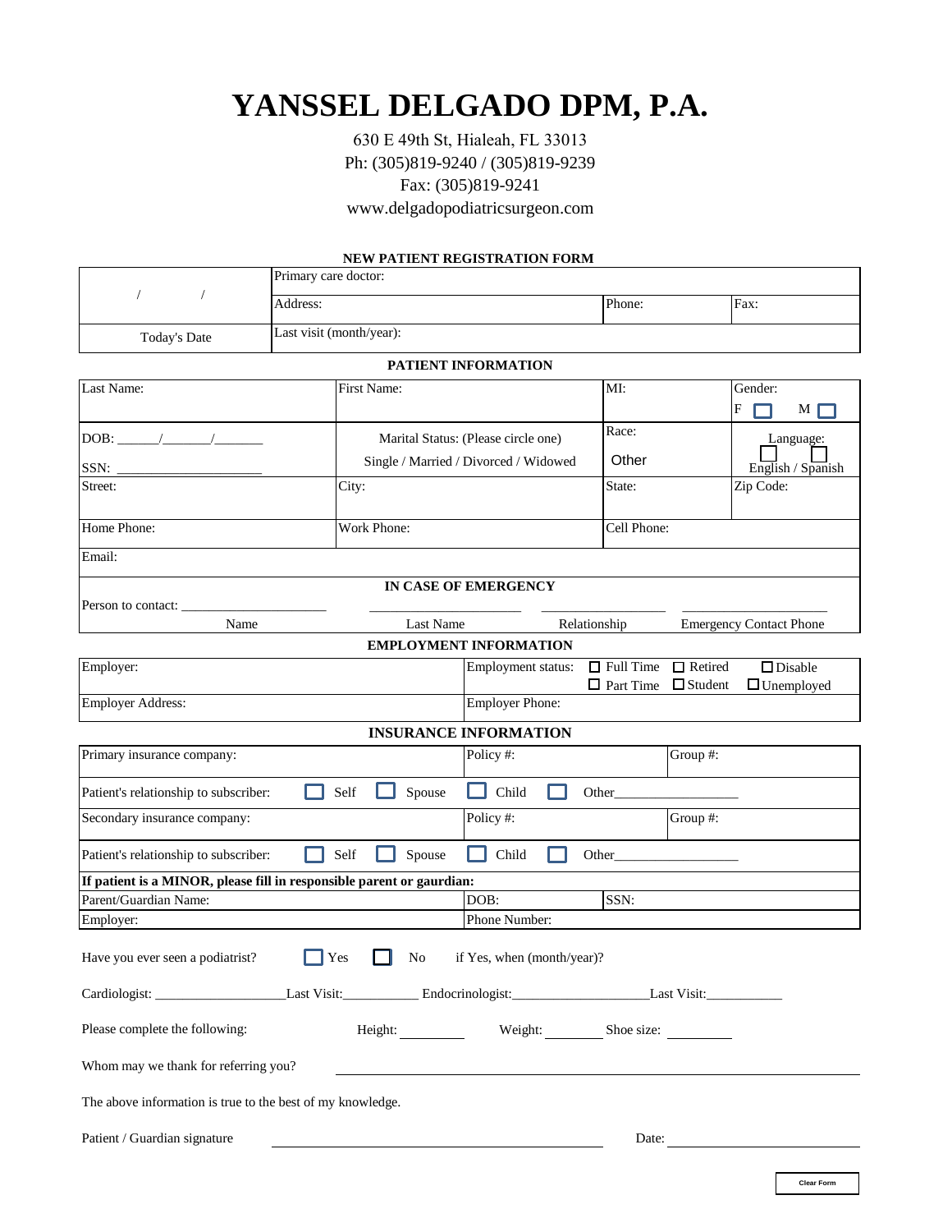# YANSSEL DELGADO DPM, P.A.

630 E 49th St, Hialeah, FL 33013
Ph: (305)819-9240 / (305)819-9239
Fax: (305)819-9241
www.delgadopodiatricsurgeon.com

## NEW PATIENT REGISTRATION FORM

| | | | |
|---|---|---|---|
| / / | Primary care doctor: | | |
| | Address: | Phone: | Fax: |
| Today's Date | Last visit (month/year): | | |

### PATIENT INFORMATION

| | | | |
|---|---|---|---|
| Last Name: | First Name: | MI: | Gender: F ☐ M ☐ |
| DOB: ______/_______/_______ SSN: ____________________ | Marital Status: (Please circle one) Single / Married / Divorced / Widowed | Race: Other | Language: ☐ English / ☐ Spanish |
| Street: | City: | State: | Zip Code: |
| Home Phone: | Work Phone: | Cell Phone: | |
| Email: | | | |

### IN CASE OF EMERGENCY

Person to contact: ____________________ ____________________ ____________________ ____________________

Name — Last Name — Relationship — Emergency Contact Phone

### EMPLOYMENT INFORMATION

| | |
|---|---|
| Employer: | Employment status: ☐ Full Time ☐ Retired ☐ Disable ☐ Part Time ☐ Student ☐ Unemployed |
| Employer Address: | Employer Phone: |

### INSURANCE INFORMATION

| | | |
|---|---|---|
| Primary insurance company: | Policy #: | Group #: |
| Patient's relationship to subscriber: ☐ Self ☐ Spouse | ☐ Child ☐ Other_________________ | |
| Secondary insurance company: | Policy #: | Group #: |
| Patient's relationship to subscriber: ☐ Self ☐ Spouse | ☐ Child ☐ Other_________________ | |

**If patient is a MINOR, please fill in responsible parent or gaurdian:**

| | | |
|---|---|---|
| Parent/Guardian Name: | DOB: | SSN: |
| Employer: | Phone Number: | |

Have you ever seen a podiatrist? ☐ Yes ☐ No if Yes, when (month/year)?

Cardiologist: __________________Last Visit:___________ Endocrinologist:___________________Last Visit:___________

Please complete the following: Height: _________ Weight: ________ Shoe size: _________

Whom may we thank for referring you? ____________________________________________

The above information is true to the best of my knowledge.

Patient / Guardian signature ________________________________ Date: ____________________

Clear Form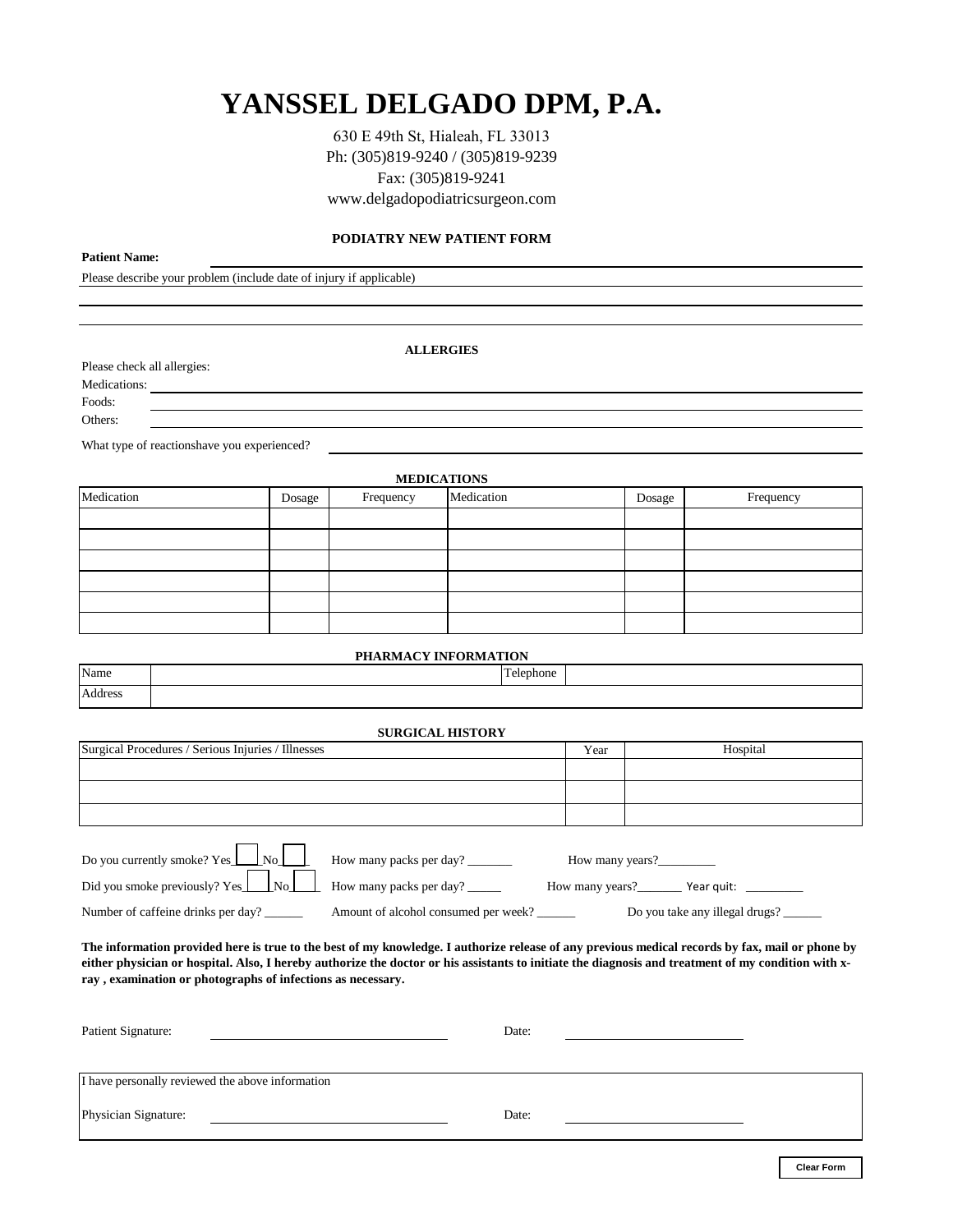# YANSSEL DELGADO DPM, P.A.

630 E 49th St, Hialeah, FL 33013
Ph: (305)819-9240 / (305)819-9239
Fax: (305)819-9241
www.delgadopodiatricsurgeon.com

## PODIATRY NEW PATIENT FORM

**Patient Name:** ______________________________

Please describe your problem (include date of injury if applicable)

______________________________

______________________________

### ALLERGIES

Please check all allergies:

Medications: ______________________________

Foods: ______________________________

Others: ______________________________

What type of reactionshave you experienced? ______________________________

### MEDICATIONS

| Medication | Dosage | Frequency | Medication | Dosage | Frequency |
|---|---|---|---|---|---|
| | | | | | |
| | | | | | |
| | | | | | |
| | | | | | |
| | | | | | |
| | | | | | |

### PHARMACY INFORMATION

| | | | |
|---|---|---|---|
| Name | | Telephone | |
| Address | | | |

### SURGICAL HISTORY

| Surgical Procedures / Serious Injuries / Illnesses | Year | Hospital |
|---|---|---|
| | | |
| | | |
| | | |

Do you currently smoke? Yes ☐ No ☐ How many packs per day? _______ How many years?_________

Did you smoke previously? Yes ☐ No ☐ How many packs per day? _____ How many years?_______ Year quit: _________

Number of caffeine drinks per day? ______ Amount of alcohol consumed per week? ______ Do you take any illegal drugs? ______

**The information provided here is true to the best of my knowledge. I authorize release of any previous medical records by fax, mail or phone by either physician or hospital. Also, I hereby authorize the doctor or his assistants to initiate the diagnosis and treatment of my condition with x-ray , examination or photographs of infections as necessary.**

Patient Signature: ______________________________ Date: ______________________________

I have personally reviewed the above information

Physician Signature: ______________________________ Date: ______________________________

Clear Form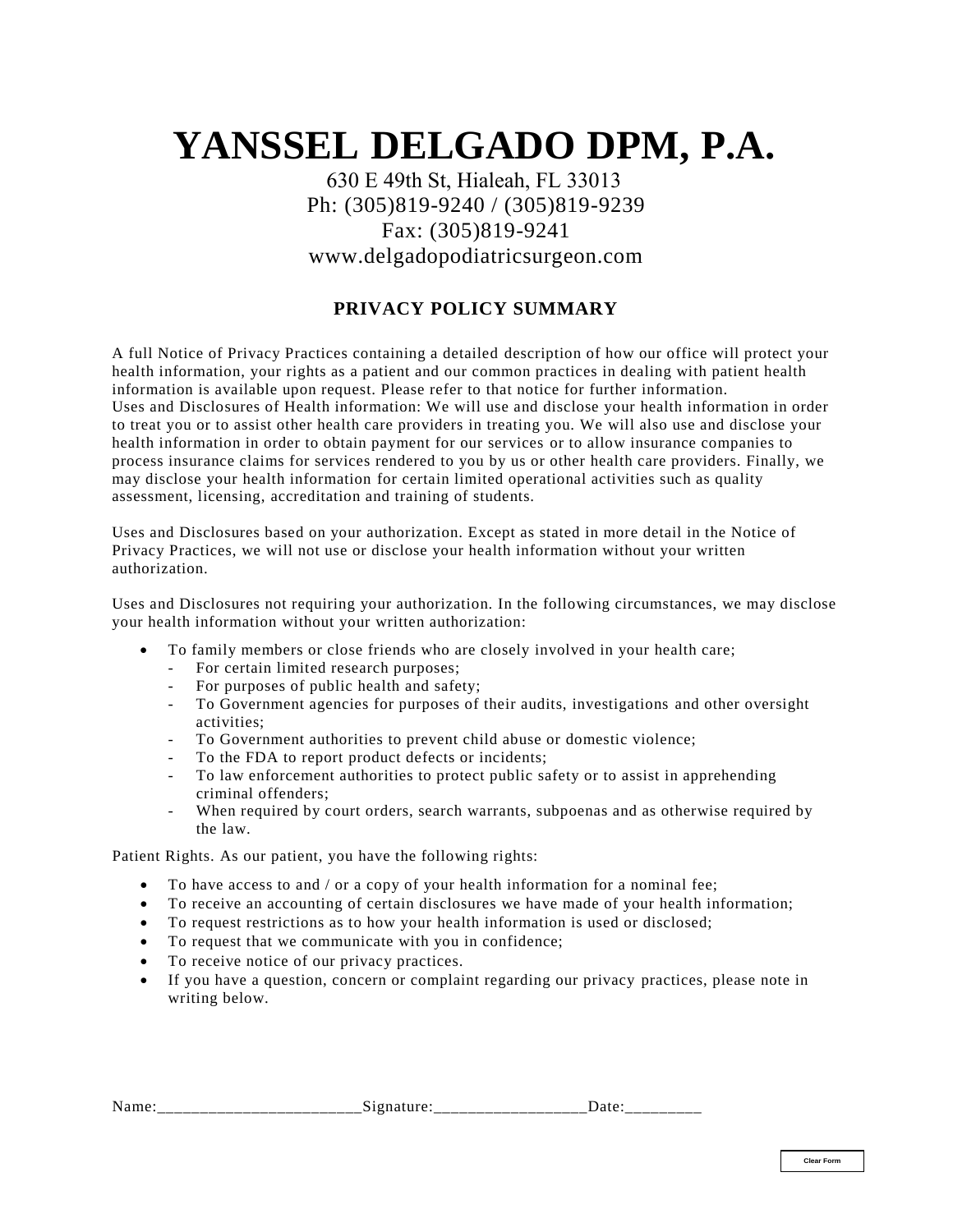# YANSSEL DELGADO DPM, P.A.

630 E 49th St, Hialeah, FL 33013
Ph: (305)819-9240 / (305)819-9239
Fax: (305)819-9241
www.delgadopodiatricsurgeon.com

## PRIVACY POLICY SUMMARY

A full Notice of Privacy Practices containing a detailed description of how our office will protect your health information, your rights as a patient and our common practices in dealing with patient health information is available upon request. Please refer to that notice for further information.
Uses and Disclosures of Health information: We will use and disclose your health information in order to treat you or to assist other health care providers in treating you. We will also use and disclose your health information in order to obtain payment for our services or to allow insurance companies to process insurance claims for services rendered to you by us or other health care providers. Finally, we may disclose your health information for certain limited operational activities such as quality assessment, licensing, accreditation and training of students.

Uses and Disclosures based on your authorization. Except as stated in more detail in the Notice of Privacy Practices, we will not use or disclose your health information without your written authorization.

Uses and Disclosures not requiring your authorization. In the following circumstances, we may disclose your health information without your written authorization:

- To family members or close friends who are closely involved in your health care;
  - For certain limited research purposes;
  - For purposes of public health and safety;
  - To Government agencies for purposes of their audits, investigations and other oversight activities;
  - To Government authorities to prevent child abuse or domestic violence;
  - To the FDA to report product defects or incidents;
  - To law enforcement authorities to protect public safety or to assist in apprehending criminal offenders;
  - When required by court orders, search warrants, subpoenas and as otherwise required by the law.

Patient Rights. As our patient, you have the following rights:

- To have access to and / or a copy of your health information for a nominal fee;
- To receive an accounting of certain disclosures we have made of your health information;
- To request restrictions as to how your health information is used or disclosed;
- To request that we communicate with you in confidence;
- To receive notice of our privacy practices.
- If you have a question, concern or complaint regarding our privacy practices, please note in writing below.

Name:________________________Signature:__________________Date:_________

Clear Form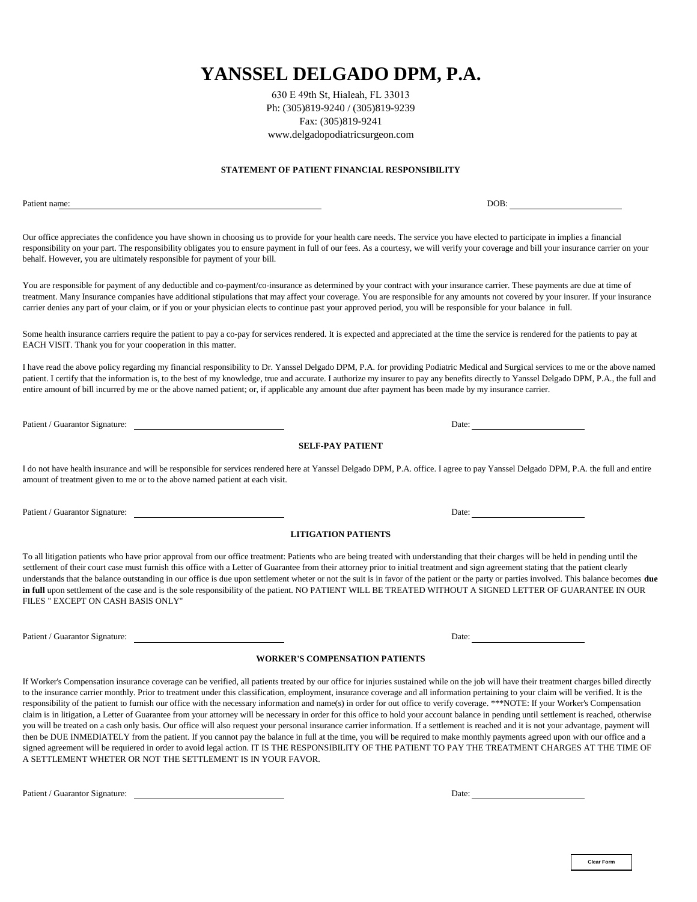# YANSSEL DELGADO DPM, P.A.

630 E 49th St, Hialeah, FL 33013
Ph: (305)819-9240 / (305)819-9239
Fax: (305)819-9241
www.delgadopodiatricsurgeon.com

**STATEMENT OF PATIENT FINANCIAL RESPONSIBILITY**

Patient name: ______________________________ DOB: ____________________

Our office appreciates the confidence you have shown in choosing us to provide for your health care needs. The service you have elected to participate in implies a financial responsibility on your part. The responsibility obligates you to ensure payment in full of our fees. As a courtesy, we will verify your coverage and bill your insurance carrier on your behalf. However, you are ultimately responsible for payment of your bill.

You are responsible for payment of any deductible and co-payment/co-insurance as determined by your contract with your insurance carrier. These payments are due at time of treatment. Many Insurance companies have additional stipulations that may affect your coverage. You are responsible for any amounts not covered by your insurer. If your insurance carrier denies any part of your claim, or if you or your physician elects to continue past your approved period, you will be responsible for your balance in full.

Some health insurance carriers require the patient to pay a co-pay for services rendered. It is expected and appreciated at the time the service is rendered for the patients to pay at EACH VISIT. Thank you for your cooperation in this matter.

I have read the above policy regarding my financial responsibility to Dr. Yanssel Delgado DPM, P.A. for providing Podiatric Medical and Surgical services to me or the above named patient. I certify that the information is, to the best of my knowledge, true and accurate. I authorize my insurer to pay any benefits directly to Yanssel Delgado DPM, P.A., the full and entire amount of bill incurred by me or the above named patient; or, if applicable any amount due after payment has been made by my insurance carrier.

Patient / Guarantor Signature: ______________________________ Date: ____________________

**SELF-PAY PATIENT**

I do not have health insurance and will be responsible for services rendered here at Yanssel Delgado DPM, P.A. office. I agree to pay Yanssel Delgado DPM, P.A. the full and entire amount of treatment given to me or to the above named patient at each visit.

Patient / Guarantor Signature: ______________________________ Date: ____________________

**LITIGATION PATIENTS**

To all litigation patients who have prior approval from our office treatment: Patients who are being treated with understanding that their charges will be held in pending until the settlement of their court case must furnish this office with a Letter of Guarantee from their attorney prior to initial treatment and sign agreement stating that the patient clearly understands that the balance outstanding in our office is due upon settlement wheter or not the suit is in favor of the patient or the party or parties involved. This balance becomes **due in full** upon settlement of the case and is the sole responsibility of the patient. NO PATIENT WILL BE TREATED WITHOUT A SIGNED LETTER OF GUARANTEE IN OUR FILES " EXCEPT ON CASH BASIS ONLY"

Patient / Guarantor Signature: ______________________________ Date: ____________________

**WORKER'S COMPENSATION PATIENTS**

If Worker's Compensation insurance coverage can be verified, all patients treated by our office for injuries sustained while on the job will have their treatment charges billed directly to the insurance carrier monthly. Prior to treatment under this classification, employment, insurance coverage and all information pertaining to your claim will be verified. It is the responsibility of the patient to furnish our office with the necessary information and name(s) in order for out office to verify coverage. ***NOTE: If your Worker's Compensation claim is in litigation, a Letter of Guarantee from your attorney will be necessary in order for this office to hold your account balance in pending until settlement is reached, otherwise you will be treated on a cash only basis. Our office will also request your personal insurance carrier information. If a settlement is reached and it is not your advantage, payment will then be DUE INMEDIATELY from the patient. If you cannot pay the balance in full at the time, you will be required to make monthly payments agreed upon with our office and a signed agreement will be requiered in order to avoid legal action. IT IS THE RESPONSIBILITY OF THE PATIENT TO PAY THE TREATMENT CHARGES AT THE TIME OF A SETTLEMENT WHETER OR NOT THE SETTLEMENT IS IN YOUR FAVOR.

Patient / Guarantor Signature: ______________________________ Date: ____________________

Clear Form